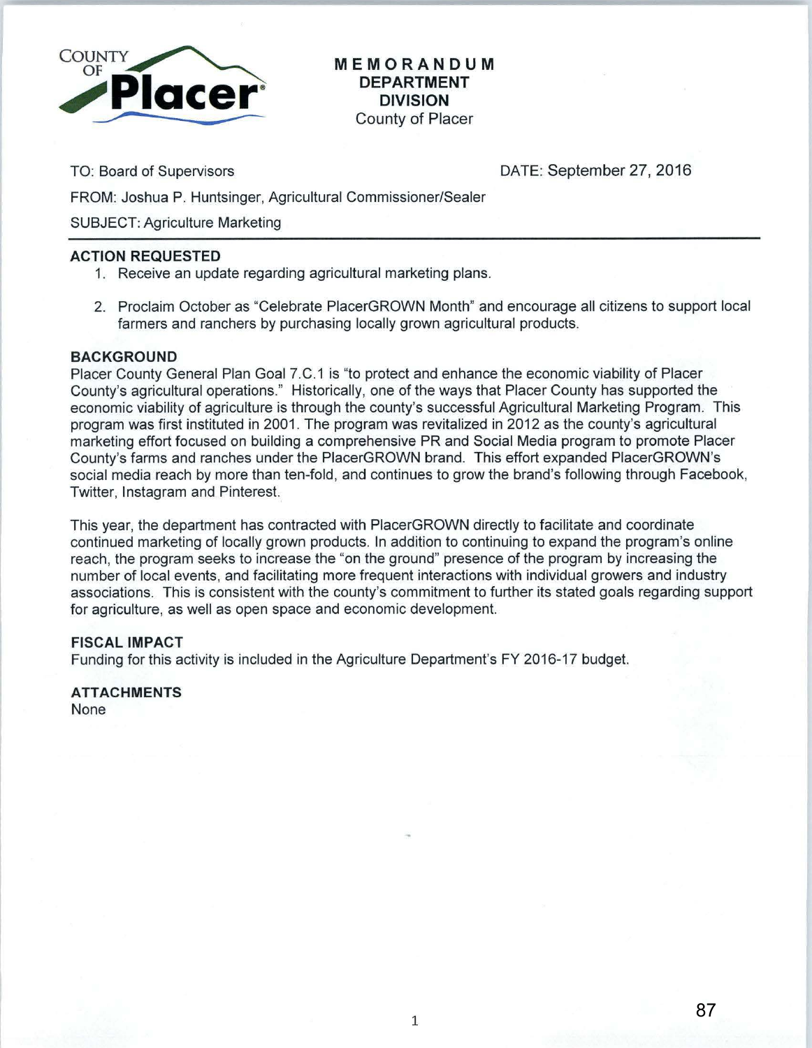**COUNTY OF Placer**

# MEMORANDUM
**DEPARTMENT**
**DIVISION**
County of Placer

TO: Board of Supervisors

DATE: September 27, 2016

FROM: Joshua P. Huntsinger, Agricultural Commissioner/Sealer

SUBJECT: Agriculture Marketing

---

## ACTION REQUESTED

1. Receive an update regarding agricultural marketing plans.
2. Proclaim October as "Celebrate PlacerGROWN Month" and encourage all citizens to support local farmers and ranchers by purchasing locally grown agricultural products.

## BACKGROUND

Placer County General Plan Goal 7.C.1 is "to protect and enhance the economic viability of Placer County's agricultural operations." Historically, one of the ways that Placer County has supported the economic viability of agriculture is through the county's successful Agricultural Marketing Program. This program was first instituted in 2001. The program was revitalized in 2012 as the county's agricultural marketing effort focused on building a comprehensive PR and Social Media program to promote Placer County's farms and ranches under the PlacerGROWN brand. This effort expanded PlacerGROWN's social media reach by more than ten-fold, and continues to grow the brand's following through Facebook, Twitter, Instagram and Pinterest.

This year, the department has contracted with PlacerGROWN directly to facilitate and coordinate continued marketing of locally grown products. In addition to continuing to expand the program's online reach, the program seeks to increase the "on the ground" presence of the program by increasing the number of local events, and facilitating more frequent interactions with individual growers and industry associations. This is consistent with the county's commitment to further its stated goals regarding support for agriculture, as well as open space and economic development.

## FISCAL IMPACT

Funding for this activity is included in the Agriculture Department's FY 2016-17 budget.

## ATTACHMENTS

None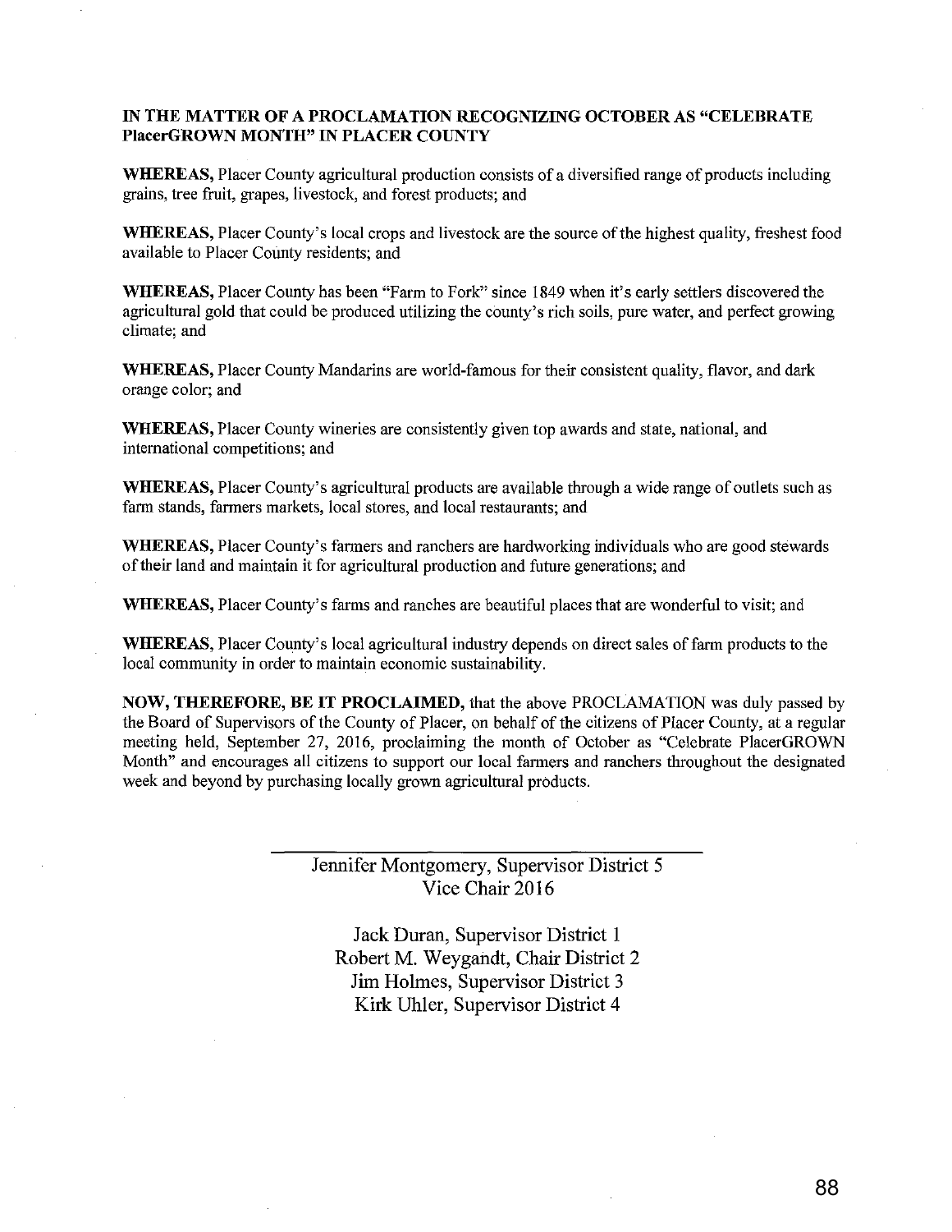**IN THE MATTER OF A PROCLAMATION RECOGNIZING OCTOBER AS "CELEBRATE PlacerGROWN MONTH" IN PLACER COUNTY**

**WHEREAS,** Placer County agricultural production consists of a diversified range of products including grains, tree fruit, grapes, livestock, and forest products; and

**WHEREAS,** Placer County's local crops and livestock are the source of the highest quality, freshest food available to Placer County residents; and

**WHEREAS,** Placer County has been "Farm to Fork" since 1849 when it's early settlers discovered the agricultural gold that could be produced utilizing the county's rich soils, pure water, and perfect growing climate; and

**WHEREAS,** Placer County Mandarins are world-famous for their consistent quality, flavor, and dark orange color; and

**WHEREAS,** Placer County wineries are consistently given top awards and state, national, and international competitions; and

**WHEREAS,** Placer County's agricultural products are available through a wide range of outlets such as farm stands, farmers markets, local stores, and local restaurants; and

**WHEREAS,** Placer County's farmers and ranchers are hardworking individuals who are good stewards of their land and maintain it for agricultural production and future generations; and

**WHEREAS,** Placer County's farms and ranches are beautiful places that are wonderful to visit; and

**WHEREAS,** Placer County's local agricultural industry depends on direct sales of farm products to the local community in order to maintain economic sustainability.

**NOW, THEREFORE, BE IT PROCLAIMED,** that the above PROCLAMATION was duly passed by the Board of Supervisors of the County of Placer, on behalf of the citizens of Placer County, at a regular meeting held, September 27, 2016, proclaiming the month of October as "Celebrate PlacerGROWN Month" and encourages all citizens to support our local farmers and ranchers throughout the designated week and beyond by purchasing locally grown agricultural products.

Jennifer Montgomery, Supervisor District 5
Vice Chair 2016

Jack Duran, Supervisor District 1
Robert M. Weygandt, Chair District 2
Jim Holmes, Supervisor District 3
Kirk Uhler, Supervisor District 4